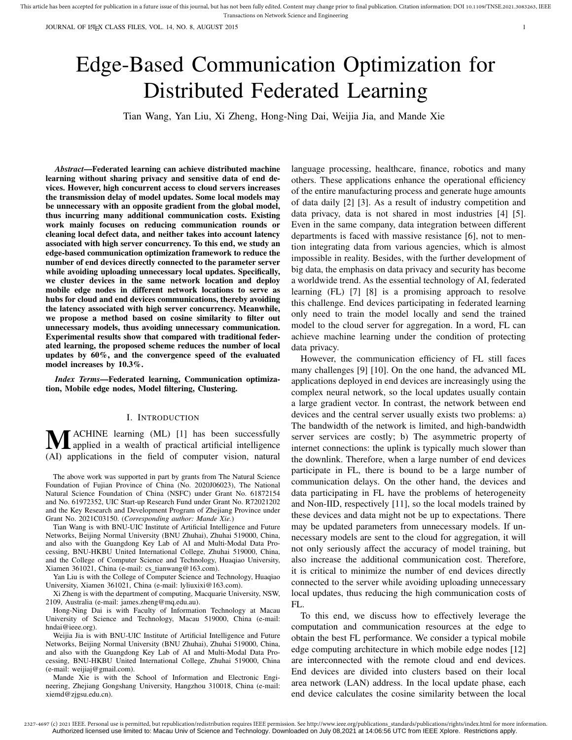# Edge-Based Communication Optimization for Distributed Federated Learning

Tian Wang, Yan Liu, Xi Zheng, Hong-Ning Dai, Weijia Jia, and Mande Xie

***Abstract*—Federated learning can achieve distributed machine learning without sharing privacy and sensitive data of end devices. However, high concurrent access to cloud servers increases the transmission delay of model updates. Some local models may be unnecessary with an opposite gradient from the global model, thus incurring many additional communication costs. Existing work mainly focuses on reducing communication rounds or cleaning local defect data, and neither takes into account latency associated with high server concurrency. To this end, we study an edge-based communication optimization framework to reduce the number of end devices directly connected to the parameter server while avoiding uploading unnecessary local updates. Specifically, we cluster devices in the same network location and deploy mobile edge nodes in different network locations to serve as hubs for cloud and end devices communications, thereby avoiding the latency associated with high server concurrency. Meanwhile, we propose a method based on cosine similarity to filter out unnecessary models, thus avoiding unnecessary communication. Experimental results show that compared with traditional federated learning, the proposed scheme reduces the number of local updates by 60%, and the convergence speed of the evaluated model increases by 10.3%.**

***Index Terms*—Federated learning, Communication optimization, Mobile edge nodes, Model filtering, Clustering.**

## I. Introduction

MACHINE learning (ML) [1] has been successfully applied in a wealth of practical artificial intelligence (AI) applications in the field of computer vision, natural language processing, healthcare, finance, robotics and many others. These applications enhance the operational efficiency of the entire manufacturing process and generate huge amounts of data daily [2] [3]. As a result of industry competition and data privacy, data is not shared in most industries [4] [5]. Even in the same company, data integration between different departments is faced with massive resistance [6], not to mention integrating data from various agencies, which is almost impossible in reality. Besides, with the further development of big data, the emphasis on data privacy and security has become a worldwide trend. As the essential technology of AI, federated learning (FL) [7] [8] is a promising approach to resolve this challenge. End devices participating in federated learning only need to train the model locally and send the trained model to the cloud server for aggregation. In a word, FL can achieve machine learning under the condition of protecting data privacy.

However, the communication efficiency of FL still faces many challenges [9] [10]. On the one hand, the advanced ML applications deployed in end devices are increasingly using the complex neural network, so the local updates usually contain a large gradient vector. In contrast, the network between end devices and the central server usually exists two problems: a) The bandwidth of the network is limited, and high-bandwidth server services are costly; b) The asymmetric property of internet connections: the uplink is typically much slower than the downlink. Therefore, when a large number of end devices participate in FL, there is bound to be a large number of communication delays. On the other hand, the devices and data participating in FL have the problems of heterogeneity and Non-IID, respectively [11], so the local models trained by these devices and data might not be up to expectations. There may be updated parameters from unnecessary models. If unnecessary models are sent to the cloud for aggregation, it will not only seriously affect the accuracy of model training, but also increase the additional communication cost. Therefore, it is critical to minimize the number of end devices directly connected to the server while avoiding uploading unnecessary local updates, thus reducing the high communication costs of FL.

To this end, we discuss how to effectively leverage the computation and communication resources at the edge to obtain the best FL performance. We consider a typical mobile edge computing architecture in which mobile edge nodes [12] are interconnected with the remote cloud and end devices. End devices are divided into clusters based on their local area network (LAN) address. In the local update phase, each end device calculates the cosine similarity between the local

---

The above work was supported in part by grants from The Natural Science Foundation of Fujian Province of China (No. 2020J06023), The National Natural Science Foundation of China (NSFC) under Grant No. 61872154 and No. 61972352, UIC Start-up Research Fund under Grant No. R72021202 and the Key Research and Development Program of Zhejiang Province under Grant No. 2021C03150. (*Corresponding author: Mande Xie.*)

Tian Wang is with BNU-UIC Institute of Artificial Intelligence and Future Networks, Beijing Normal University (BNU Zhuhai), Zhuhai 519000, China, and also with the Guangdong Key Lab of AI and Multi-Modal Data Processing, BNU-HKBU United International College, Zhuhai 519000, China, and the College of Computer Science and Technology, Huaqiao University, Xiamen 361021, China (e-mail: cs_tianwang@163.com).

Yan Liu is with the College of Computer Science and Technology, Huaqiao University, Xiamen 361021, China (e-mail: lyliuxixi@163.com).

Xi Zheng is with the department of computing, Macquarie University, NSW, 2109, Australia (e-mail: james.zheng@mq.edu.au).

Hong-Ning Dai is with Faculty of Information Technology at Macau University of Science and Technology, Macau 519000, China (e-mail: hndai@ieee.org).

Weijia Jia is with BNU-UIC Institute of Artificial Intelligence and Future Networks, Beijing Normal University (BNU Zhuhai), Zhuhai 519000, China, and also with the Guangdong Key Lab of AI and Multi-Modal Data Processing, BNU-HKBU United International College, Zhuhai 519000, China (e-mail: weijiaj@gmail.com).

Mande Xie is with the School of Information and Electronic Engineering, Zhejiang Gongshang University, Hangzhou 310018, China (e-mail: xiemd@zjgsu.edu.cn).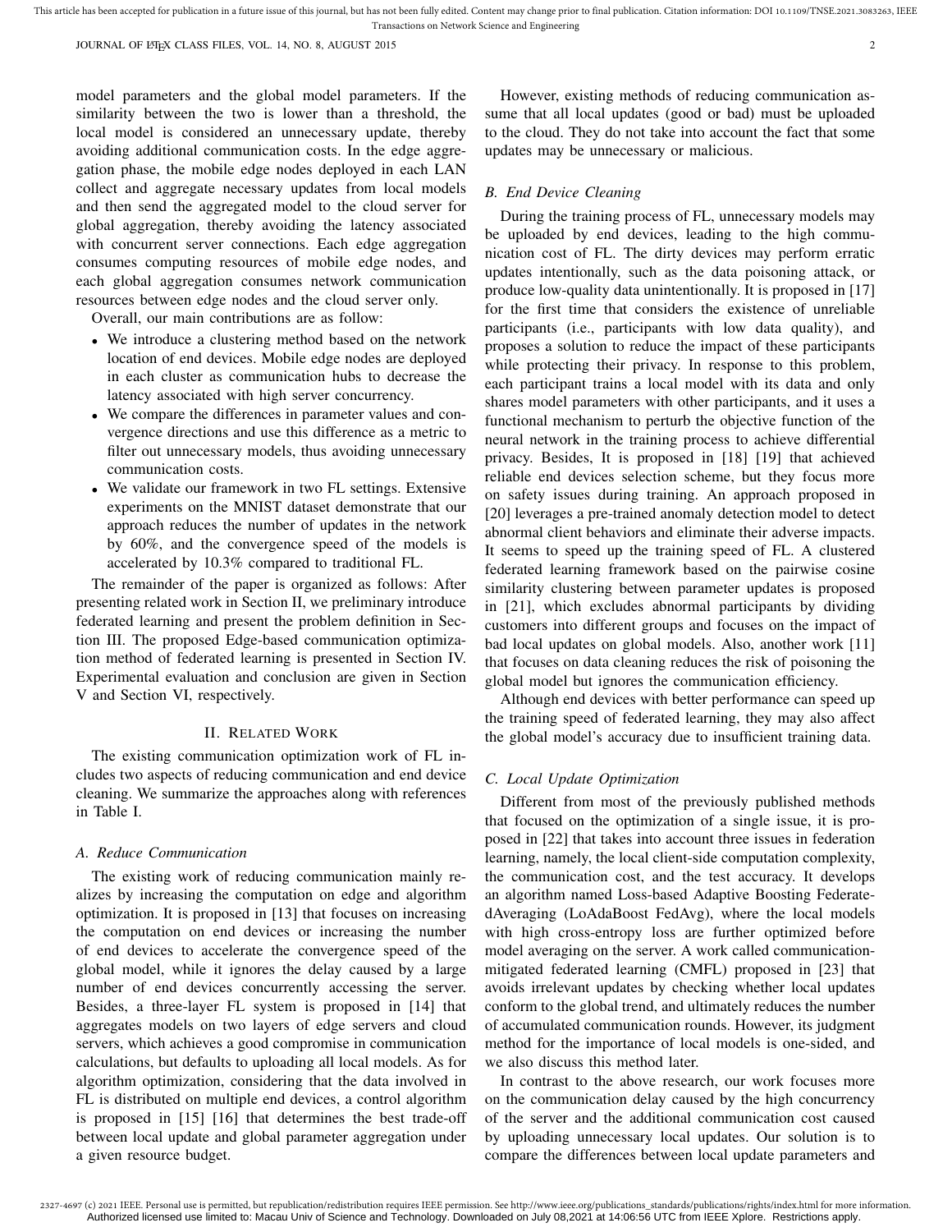model parameters and the global model parameters. If the similarity between the two is lower than a threshold, the local model is considered an unnecessary update, thereby avoiding additional communication costs. In the edge aggregation phase, the mobile edge nodes deployed in each LAN collect and aggregate necessary updates from local models and then send the aggregated model to the cloud server for global aggregation, thereby avoiding the latency associated with concurrent server connections. Each edge aggregation consumes computing resources of mobile edge nodes, and each global aggregation consumes network communication resources between edge nodes and the cloud server only.

Overall, our main contributions are as follow:

- We introduce a clustering method based on the network location of end devices. Mobile edge nodes are deployed in each cluster as communication hubs to decrease the latency associated with high server concurrency.
- We compare the differences in parameter values and convergence directions and use this difference as a metric to filter out unnecessary models, thus avoiding unnecessary communication costs.
- We validate our framework in two FL settings. Extensive experiments on the MNIST dataset demonstrate that our approach reduces the number of updates in the network by 60%, and the convergence speed of the models is accelerated by 10.3% compared to traditional FL.

The remainder of the paper is organized as follows: After presenting related work in Section II, we preliminary introduce federated learning and present the problem definition in Section III. The proposed Edge-based communication optimization method of federated learning is presented in Section IV. Experimental evaluation and conclusion are given in Section V and Section VI, respectively.

## II. Related Work

The existing communication optimization work of FL includes two aspects of reducing communication and end device cleaning. We summarize the approaches along with references in Table I.

### A. Reduce Communication

The existing work of reducing communication mainly realizes by increasing the computation on edge and algorithm optimization. It is proposed in [13] that focuses on increasing the computation on end devices or increasing the number of end devices to accelerate the convergence speed of the global model, while it ignores the delay caused by a large number of end devices concurrently accessing the server. Besides, a three-layer FL system is proposed in [14] that aggregates models on two layers of edge servers and cloud servers, which achieves a good compromise in communication calculations, but defaults to uploading all local models. As for algorithm optimization, considering that the data involved in FL is distributed on multiple end devices, a control algorithm is proposed in [15] [16] that determines the best trade-off between local update and global parameter aggregation under a given resource budget.

However, existing methods of reducing communication assume that all local updates (good or bad) must be uploaded to the cloud. They do not take into account the fact that some updates may be unnecessary or malicious.

### B. End Device Cleaning

During the training process of FL, unnecessary models may be uploaded by end devices, leading to the high communication cost of FL. The dirty devices may perform erratic updates intentionally, such as the data poisoning attack, or produce low-quality data unintentionally. It is proposed in [17] for the first time that considers the existence of unreliable participants (i.e., participants with low data quality), and proposes a solution to reduce the impact of these participants while protecting their privacy. In response to this problem, each participant trains a local model with its data and only shares model parameters with other participants, and it uses a functional mechanism to perturb the objective function of the neural network in the training process to achieve differential privacy. Besides, It is proposed in [18] [19] that achieved reliable end devices selection scheme, but they focus more on safety issues during training. An approach proposed in [20] leverages a pre-trained anomaly detection model to detect abnormal client behaviors and eliminate their adverse impacts. It seems to speed up the training speed of FL. A clustered federated learning framework based on the pairwise cosine similarity clustering between parameter updates is proposed in [21], which excludes abnormal participants by dividing customers into different groups and focuses on the impact of bad local updates on global models. Also, another work [11] that focuses on data cleaning reduces the risk of poisoning the global model but ignores the communication efficiency.

Although end devices with better performance can speed up the training speed of federated learning, they may also affect the global model's accuracy due to insufficient training data.

### C. Local Update Optimization

Different from most of the previously published methods that focused on the optimization of a single issue, it is proposed in [22] that takes into account three issues in federation learning, namely, the local client-side computation complexity, the communication cost, and the test accuracy. It develops an algorithm named Loss-based Adaptive Boosting FederatedAveraging (LoAdaBoost FedAvg), where the local models with high cross-entropy loss are further optimized before model averaging on the server. A work called communication-mitigated federated learning (CMFL) proposed in [23] that avoids irrelevant updates by checking whether local updates conform to the global trend, and ultimately reduces the number of accumulated communication rounds. However, its judgment method for the importance of local models is one-sided, and we also discuss this method later.

In contrast to the above research, our work focuses more on the communication delay caused by the high concurrency of the server and the additional communication cost caused by uploading unnecessary local updates. Our solution is to compare the differences between local update parameters and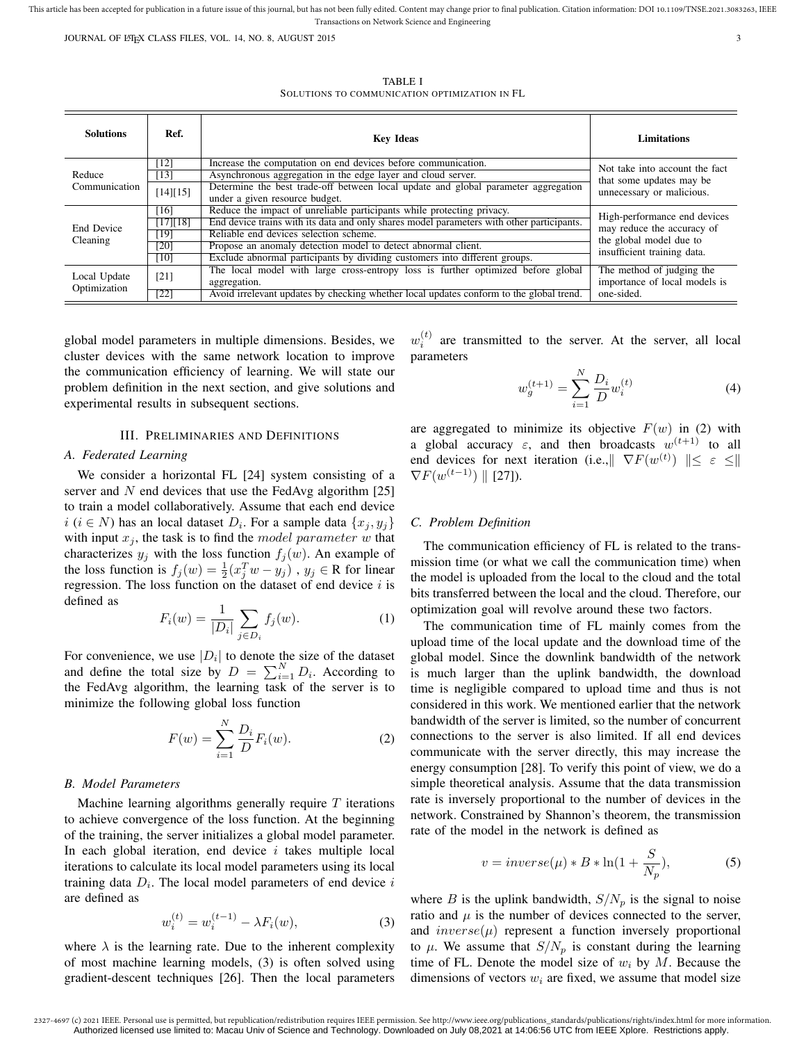TABLE I
SOLUTIONS TO COMMUNICATION OPTIMIZATION IN FL

| Solutions | Ref. | Key Ideas | Limitations |
|---|---|---|---|
| Reduce Communication | [12] | Increase the computation on end devices before communication. | Not take into account the fact that some updates may be unnecessary or malicious. |
| | [13] | Asynchronous aggregation in the edge layer and cloud server. | |
| | [14][15] | Determine the best trade-off between local update and global parameter aggregation under a given resource budget. | |
| End Device Cleaning | [16] | Reduce the impact of unreliable participants while protecting privacy. | High-performance end devices may reduce the accuracy of the global model due to insufficient training data. |
| | [17][18] | End device trains with its data and only shares model parameters with other participants. | |
| | [19] | Reliable end devices selection scheme. | |
| | [20] | Propose an anomaly detection model to detect abnormal client. | |
| | [10] | Exclude abnormal participants by dividing customers into different groups. | |
| Local Update Optimization | [21] | The local model with large cross-entropy loss is further optimized before global aggregation. | The method of judging the importance of local models is one-sided. |
| | [22] | Avoid irrelevant updates by checking whether local updates conform to the global trend. | |

global model parameters in multiple dimensions. Besides, we cluster devices with the same network location to improve the communication efficiency of learning. We will state our problem definition in the next section, and give solutions and experimental results in subsequent sections.

## III. Preliminaries and Definitions

### A. Federated Learning

We consider a horizontal FL [24] system consisting of a server and $N$ end devices that use the FedAvg algorithm [25] to train a model collaboratively. Assume that each end device $i$ ($i \in N$) has an local dataset $D_i$. For a sample data $\{x_j, y_j\}$ with input $x_j$, the task is to find the $model\ parameter\ w$ that characterizes $y_j$ with the loss function $f_j(w)$. An example of the loss function is $f_j(w) = \frac{1}{2}(x_j^T w - y_j)$ , $y_j \in \mathrm{R}$ for linear regression. The loss function on the dataset of end device $i$ is defined as

$$F_i(w) = \frac{1}{|D_i|} \sum_{j \in D_i} f_j(w). \tag{1}$$

For convenience, we use $|D_i|$ to denote the size of the dataset and define the total size by $D = \sum_{i=1}^{N} D_i$. According to the FedAvg algorithm, the learning task of the server is to minimize the following global loss function

$$F(w) = \sum_{i=1}^{N} \frac{D_i}{D} F_i(w). \tag{2}$$

### B. Model Parameters

Machine learning algorithms generally require $T$ iterations to achieve convergence of the loss function. At the beginning of the training, the server initializes a global model parameter. In each global iteration, end device $i$ takes multiple local iterations to calculate its local model parameters using its local training data $D_i$. The local model parameters of end device $i$ are defined as

$$w_i^{(t)} = w_i^{(t-1)} - \lambda F_i(w), \tag{3}$$

where $\lambda$ is the learning rate. Due to the inherent complexity of most machine learning models, (3) is often solved using gradient-descent techniques [26]. Then the local parameters $w_i^{(t)}$ are transmitted to the server. At the server, all local parameters

$$w_g^{(t+1)} = \sum_{i=1}^{N} \frac{D_i}{D} w_i^{(t)} \tag{4}$$

are aggregated to minimize its objective $F(w)$ in (2) with a global accuracy $\varepsilon$, and then broadcasts $w^{(t+1)}$ to all end devices for next iteration (i.e.,$\| \nabla F(w^{(t)}) \| \leq \varepsilon \leq \| \nabla F(w^{(t-1)}) \|$ [27]).

### C. Problem Definition

The communication efficiency of FL is related to the transmission time (or what we call the communication time) when the model is uploaded from the local to the cloud and the total bits transferred between the local and the cloud. Therefore, our optimization goal will revolve around these two factors.

The communication time of FL mainly comes from the upload time of the local update and the download time of the global model. Since the downlink bandwidth of the network is much larger than the uplink bandwidth, the download time is negligible compared to upload time and thus is not considered in this work. We mentioned earlier that the network bandwidth of the server is limited, so the number of concurrent connections to the server is also limited. If all end devices communicate with the server directly, this may increase the energy consumption [28]. To verify this point of view, we do a simple theoretical analysis. Assume that the data transmission rate is inversely proportional to the number of devices in the network. Constrained by Shannon's theorem, the transmission rate of the model in the network is defined as

$$v = inverse(\mu) * B * \ln(1 + \frac{S}{N_p}), \tag{5}$$

where $B$ is the uplink bandwidth, $S/N_p$ is the signal to noise ratio and $\mu$ is the number of devices connected to the server, and $inverse(\mu)$ represent a function inversely proportional to $\mu$. We assume that $S/N_p$ is constant during the learning time of FL. Denote the model size of $w_i$ by $M$. Because the dimensions of vectors $w_i$ are fixed, we assume that model size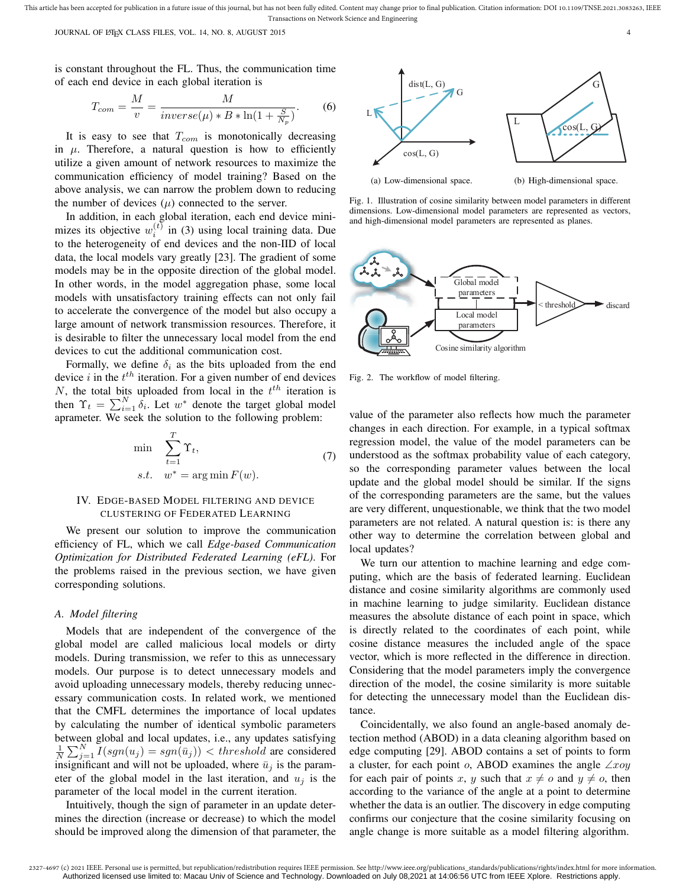is constant throughout the FL. Thus, the communication time of each end device in each global iteration is

$$T_{com} = \frac{M}{v} = \frac{M}{inverse(\mu) * B * \ln(1 + \frac{S}{N_p})}. \tag{6}$$

It is easy to see that $T_{com}$ is monotonically decreasing in $\mu$. Therefore, a natural question is how to efficiently utilize a given amount of network resources to maximize the communication efficiency of model training? Based on the above analysis, we can narrow the problem down to reducing the number of devices ($\mu$) connected to the server.

In addition, in each global iteration, each end device minimizes its objective $w_i^{(t)}$ in (3) using local training data. Due to the heterogeneity of end devices and the non-IID of local data, the local models vary greatly [23]. The gradient of some models may be in the opposite direction of the global model. In other words, in the model aggregation phase, some local models with unsatisfactory training effects can not only fail to accelerate the convergence of the model but also occupy a large amount of network transmission resources. Therefore, it is desirable to filter the unnecessary local model from the end devices to cut the additional communication cost.

Formally, we define $\delta_i$ as the bits uploaded from the end device $i$ in the $t^{th}$ iteration. For a given number of end devices $N$, the total bits uploaded from local in the $t^{th}$ iteration is then $\Upsilon_t = \sum_{i=1}^{N} \delta_i$. Let $w^*$ denote the target global model apremeter. We seek the solution to the following problem:

$$\begin{aligned} \min \quad & \sum_{t=1}^{T} \Upsilon_t, \\ s.t. \quad & w^* = \arg\min F(w). \end{aligned} \tag{7}$$

## IV. Edge-based Model Filtering and Device Clustering of Federated Learning

We present our solution to improve the communication efficiency of FL, which we call *Edge-based Communication Optimization for Distributed Federated Learning (eFL)*. For the problems raised in the previous section, we have given corresponding solutions.

### A. Model filtering

Models that are independent of the convergence of the global model are called malicious local models or dirty models. During transmission, we refer to this as unnecessary models. Our purpose is to detect unnecessary models and avoid uploading unnecessary models, thereby reducing unnecessary communication costs. In related work, we mentioned that the CMFL determines the importance of local updates by calculating the number of identical symbolic parameters between global and local updates, i.e., any updates satisfying $\frac{1}{N}\sum_{j=1}^{N} I(sgn(u_j) = sgn(\bar{u}_j)) < threshold$ are considered insignificant and will not be uploaded, where $\bar{u}_j$ is the parameter of the global model in the last iteration, and $u_j$ is the parameter of the local model in the current iteration.

Intuitively, though the sign of parameter in an update determines the direction (increase or decrease) to which the model should be improved along the dimension of that parameter, the value of the parameter also reflects how much the parameter changes in each direction. For example, in a typical softmax regression model, the value of the model parameters can be understood as the softmax probability value of each category, so the corresponding parameter values between the local update and the global model should be similar. If the signs of the corresponding parameters are the same, but the values are very different, unquestionable, we think that the two model parameters are not related. A natural question is: is there any other way to determine the correlation between global and local updates?

Fig. 1. Illustration of cosine similarity between model parameters in different dimensions. Low-dimensional model parameters are represented as vectors, and high-dimensional model parameters are represented as planes.

Fig. 2. The workflow of model filtering.

We turn our attention to machine learning and edge computing, which are the basis of federated learning. Euclidean distance and cosine similarity algorithms are commonly used in machine learning to judge similarity. Euclidean distance measures the absolute distance of each point in space, which is directly related to the coordinates of each point, while cosine distance measures the included angle of the space vector, which is more reflected in the difference in direction. Considering that the model parameters imply the convergence direction of the model, the cosine similarity is more suitable for detecting the unnecessary model than the Euclidean distance.

Coincidentally, we also found an angle-based anomaly detection method (ABOD) in a data cleaning algorithm based on edge computing [29]. ABOD contains a set of points to form a cluster, for each point $o$, ABOD examines the angle $\angle xoy$ for each pair of points $x$, $y$ such that $x \neq o$ and $y \neq o$, then according to the variance of the angle at a point to determine whether the data is an outlier. The discovery in edge computing confirms our conjecture that the cosine similarity focusing on angle change is more suitable as a model filtering algorithm.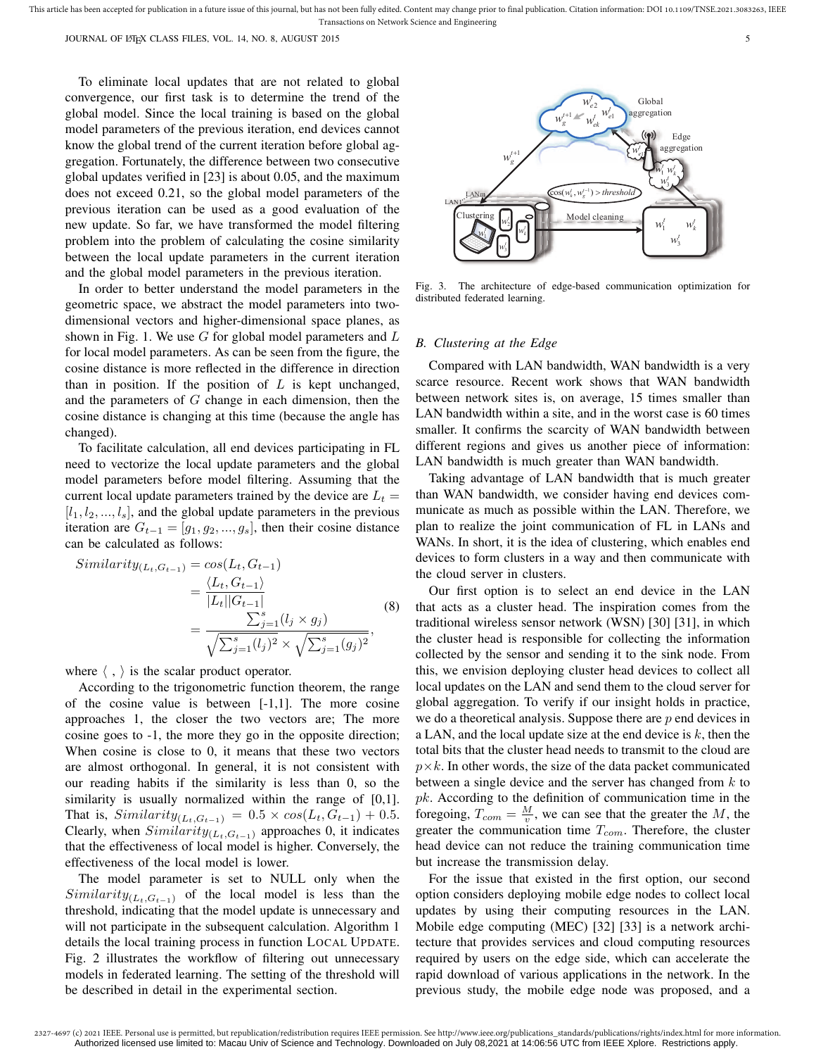To eliminate local updates that are not related to global convergence, our first task is to determine the trend of the global model. Since the local training is based on the global model parameters of the previous iteration, end devices cannot know the global trend of the current iteration before global aggregation. Fortunately, the difference between two consecutive global updates verified in [23] is about 0.05, and the maximum does not exceed 0.21, so the global model parameters of the previous iteration can be used as a good evaluation of the new update. So far, we have transformed the model filtering problem into the problem of calculating the cosine similarity between the local update parameters in the current iteration and the global model parameters in the previous iteration.

In order to better understand the model parameters in the geometric space, we abstract the model parameters into two-dimensional vectors and higher-dimensional space planes, as shown in Fig. 1. We use $G$ for global model parameters and $L$ for local model parameters. As can be seen from the figure, the cosine distance is more reflected in the difference in direction than in position. If the position of $L$ is kept unchanged, and the parameters of $G$ change in each dimension, then the cosine distance is changing at this time (because the angle has changed).

To facilitate calculation, all end devices participating in FL need to vectorize the local update parameters and the global model parameters before model filtering. Assuming that the current local update parameters trained by the device are $L_t = [l_1, l_2, ..., l_s]$, and the global update parameters in the previous iteration are $G_{t-1} = [g_1, g_2, ..., g_s]$, then their cosine distance can be calculated as follows:

$$
\begin{aligned}
Similarity_{(L_t,G_{t-1})} &= cos(L_t, G_{t-1}) \\
&= \frac{\langle L_t, G_{t-1} \rangle}{|L_t||G_{t-1}|} \\
&= \frac{\sum_{j=1}^{s}(l_j \times g_j)}{\sqrt{\sum_{j=1}^{s}(l_j)^2} \times \sqrt{\sum_{j=1}^{s}(g_j)^2}},
\end{aligned}
\tag{8}
$$

where $\langle \, , \rangle$ is the scalar product operator.

According to the trigonometric function theorem, the range of the cosine value is between [-1,1]. The more cosine approaches 1, the closer the two vectors are; The more cosine goes to -1, the more they go in the opposite direction; When cosine is close to 0, it means that these two vectors are almost orthogonal. In general, it is not consistent with our reading habits if the similarity is less than 0, so the similarity is usually normalized within the range of [0,1]. That is, $Similarity_{(L_t,G_{t-1})} = 0.5 \times cos(L_t, G_{t-1}) + 0.5$. Clearly, when $Similarity_{(L_t,G_{t-1})}$ approaches 0, it indicates that the effectiveness of local model is higher. Conversely, the effectiveness of the local model is lower.

The model parameter is set to NULL only when the $Similarity_{(L_t,G_{t-1})}$ of the local model is less than the threshold, indicating that the model update is unnecessary and will not participate in the subsequent calculation. Algorithm 1 details the local training process in function LOCAL UPDATE. Fig. 2 illustrates the workflow of filtering out unnecessary models in federated learning. The setting of the threshold will be described in detail in the experimental section.

Fig. 3. The architecture of edge-based communication optimization for distributed federated learning.

### B. Clustering at the Edge

Compared with LAN bandwidth, WAN bandwidth is a very scarce resource. Recent work shows that WAN bandwidth between network sites is, on average, 15 times smaller than LAN bandwidth within a site, and in the worst case is 60 times smaller. It confirms the scarcity of WAN bandwidth between different regions and gives us another piece of information: LAN bandwidth is much greater than WAN bandwidth.

Taking advantage of LAN bandwidth that is much greater than WAN bandwidth, we consider having end devices communicate as much as possible within the LAN. Therefore, we plan to realize the joint communication of FL in LANs and WANs. In short, it is the idea of clustering, which enables end devices to form clusters in a way and then communicate with the cloud server in clusters.

Our first option is to select an end device in the LAN that acts as a cluster head. The inspiration comes from the traditional wireless sensor network (WSN) [30] [31], in which the cluster head is responsible for collecting the information collected by the sensor and sending it to the sink node. From this, we envision deploying cluster head devices to collect all local updates on the LAN and send them to the cloud server for global aggregation. To verify if our insight holds in practice, we do a theoretical analysis. Suppose there are $p$ end devices in a LAN, and the local update size at the end device is $k$, then the total bits that the cluster head needs to transmit to the cloud are $p \times k$. In other words, the size of the data packet communicated between a single device and the server has changed from $k$ to $pk$. According to the definition of communication time in the foregoing, $T_{com} = \frac{M}{v}$, we can see that the greater the $M$, the greater the communication time $T_{com}$. Therefore, the cluster head device can not reduce the training communication time but increase the transmission delay.

For the issue that existed in the first option, our second option considers deploying mobile edge nodes to collect local updates by using their computing resources in the LAN. Mobile edge computing (MEC) [32] [33] is a network architecture that provides services and cloud computing resources required by users on the edge side, which can accelerate the rapid download of various applications in the network. In the previous study, the mobile edge node was proposed, and a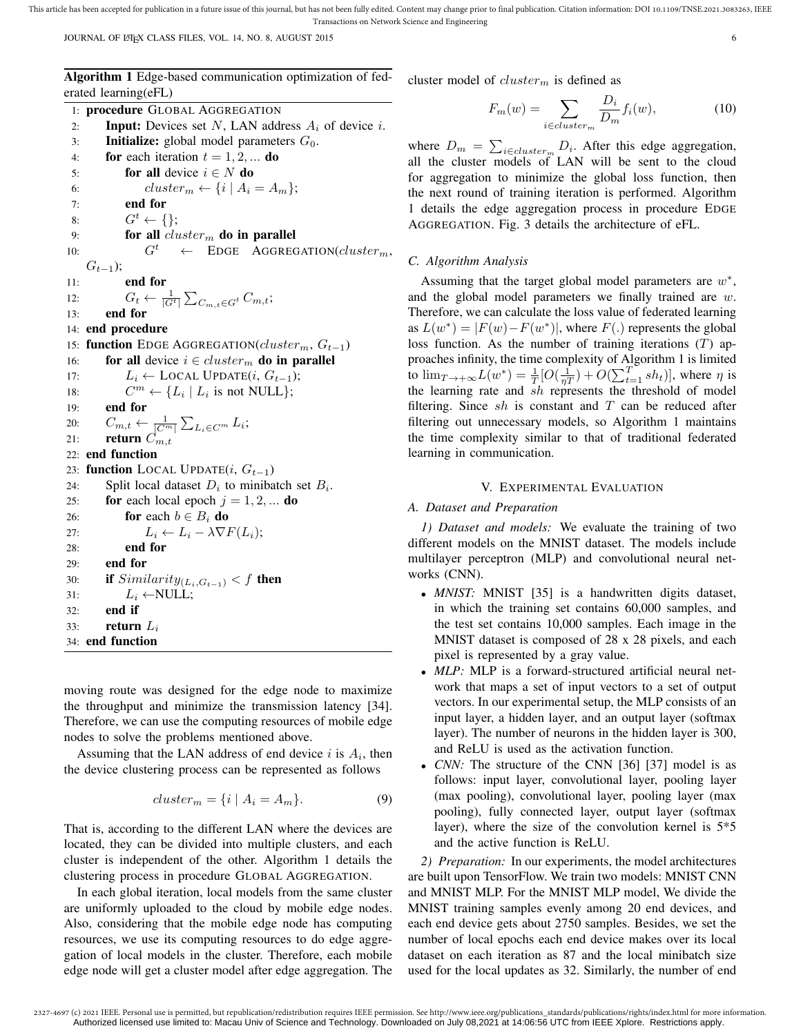**Algorithm 1** Edge-based communication optimization of federated learning(eFL)

```
1: procedure GLOBAL AGGREGATION
2:     Input: Devices set N, LAN address A_i of device i.
3:     Initialize: global model parameters G_0.
4:     for each iteration t = 1, 2, ... do
5:         for all device i ∈ N do
6:             cluster_m ← {i | A_i = A_m};
7:         end for
8:         G^t ← {};
9:         for all cluster_m do in parallel
10:            G^t ← EDGE AGGREGATION(cluster_m, G_{t-1});
11:        end for
12:        G_t ← (1/|G^t|) Σ_{C_{m,t} ∈ G^t} C_{m,t};
13:    end for
14: end procedure
15: function EDGE AGGREGATION(cluster_m, G_{t-1})
16:     for all device i ∈ cluster_m do in parallel
17:         L_i ← LOCAL UPDATE(i, G_{t-1});
18:         C^m ← {L_i | L_i is not NULL};
19:     end for
20:     C_{m,t} ← (1/|C^m|) Σ_{L_i ∈ C^m} L_i;
21:     return C_{m,t}
22: end function
23: function LOCAL UPDATE(i, G_{t-1})
24:     Split local dataset D_i to minibatch set B_i.
25:     for each local epoch j = 1, 2, ... do
26:         for each b ∈ B_i do
27:             L_i ← L_i − λ∇F(L_i);
28:         end for
29:     end for
30:     if Similarity_(L_i, G_{t-1}) < f then
31:         L_i ← NULL;
32:     end if
33:     return L_i
34: end function
```

moving route was designed for the edge node to maximize the throughput and minimize the transmission latency [34]. Therefore, we can use the computing resources of mobile edge nodes to solve the problems mentioned above.

Assuming that the LAN address of end device $i$ is $A_i$, then the device clustering process can be represented as follows

$$cluster_m = \{i \mid A_i = A_m\}. \tag{9}$$

That is, according to the different LAN where the devices are located, they can be divided into multiple clusters, and each cluster is independent of the other. Algorithm 1 details the clustering process in procedure GLOBAL AGGREGATION.

In each global iteration, local models from the same cluster are uniformly uploaded to the cloud by mobile edge nodes. Also, considering that the mobile edge node has computing resources, we use its computing resources to do edge aggregation of local models in the cluster. Therefore, each mobile edge node will get a cluster model after edge aggregation. The cluster model of $cluster_m$ is defined as

$$F_m(w) = \sum_{i \in cluster_m} \frac{D_i}{D_m} f_i(w), \tag{10}$$

where $D_m = \sum_{i \in cluster_m} D_i$. After this edge aggregation, all the cluster models of LAN will be sent to the cloud for aggregation to minimize the global loss function, then the next round of training iteration is performed. Algorithm 1 details the edge aggregation process in procedure EDGE AGGREGATION. Fig. 3 details the architecture of eFL.

### C. Algorithm Analysis

Assuming that the target global model parameters are $w^*$, and the global model parameters we finally trained are $w$. Therefore, we can calculate the loss value of federated learning as $L(w^*) = |F(w) - F(w^*)|$, where $F(.)$ represents the global loss function. As the number of training iterations ($T$) approaches infinity, the time complexity of Algorithm 1 is limited to $\lim_{T \to +\infty} L(w^*) = \frac{1}{T}[O(\frac{1}{\eta T}) + O(\sum_{t=1}^{T} sh_t)]$, where $\eta$ is the learning rate and $sh$ represents the threshold of model filtering. Since $sh$ is constant and $T$ can be reduced after filtering out unnecessary models, so Algorithm 1 maintains the time complexity similar to that of traditional federated learning in communication.

## V. Experimental Evaluation

### A. Dataset and Preparation

*1) Dataset and models:* We evaluate the training of two different models on the MNIST dataset. The models include multilayer perceptron (MLP) and convolutional neural networks (CNN).

- *MNIST:* MNIST [35] is a handwritten digits dataset, in which the training set contains 60,000 samples, and the test set contains 10,000 samples. Each image in the MNIST dataset is composed of 28 x 28 pixels, and each pixel is represented by a gray value.
- *MLP:* MLP is a forward-structured artificial neural network that maps a set of input vectors to a set of output vectors. In our experimental setup, the MLP consists of an input layer, a hidden layer, and an output layer (softmax layer). The number of neurons in the hidden layer is 300, and ReLU is used as the activation function.
- *CNN:* The structure of the CNN [36] [37] model is as follows: input layer, convolutional layer, pooling layer (max pooling), convolutional layer, pooling layer (max pooling), fully connected layer, output layer (softmax layer), where the size of the convolution kernel is 5*5 and the active function is ReLU.

*2) Preparation:* In our experiments, the model architectures are built upon TensorFlow. We train two models: MNIST CNN and MNIST MLP. For the MNIST MLP model, We divide the MNIST training samples evenly among 20 end devices, and each end device gets about 2750 samples. Besides, we set the number of local epochs each end device makes over its local dataset on each iteration as 87 and the local minibatch size used for the local updates as 32. Similarly, the number of end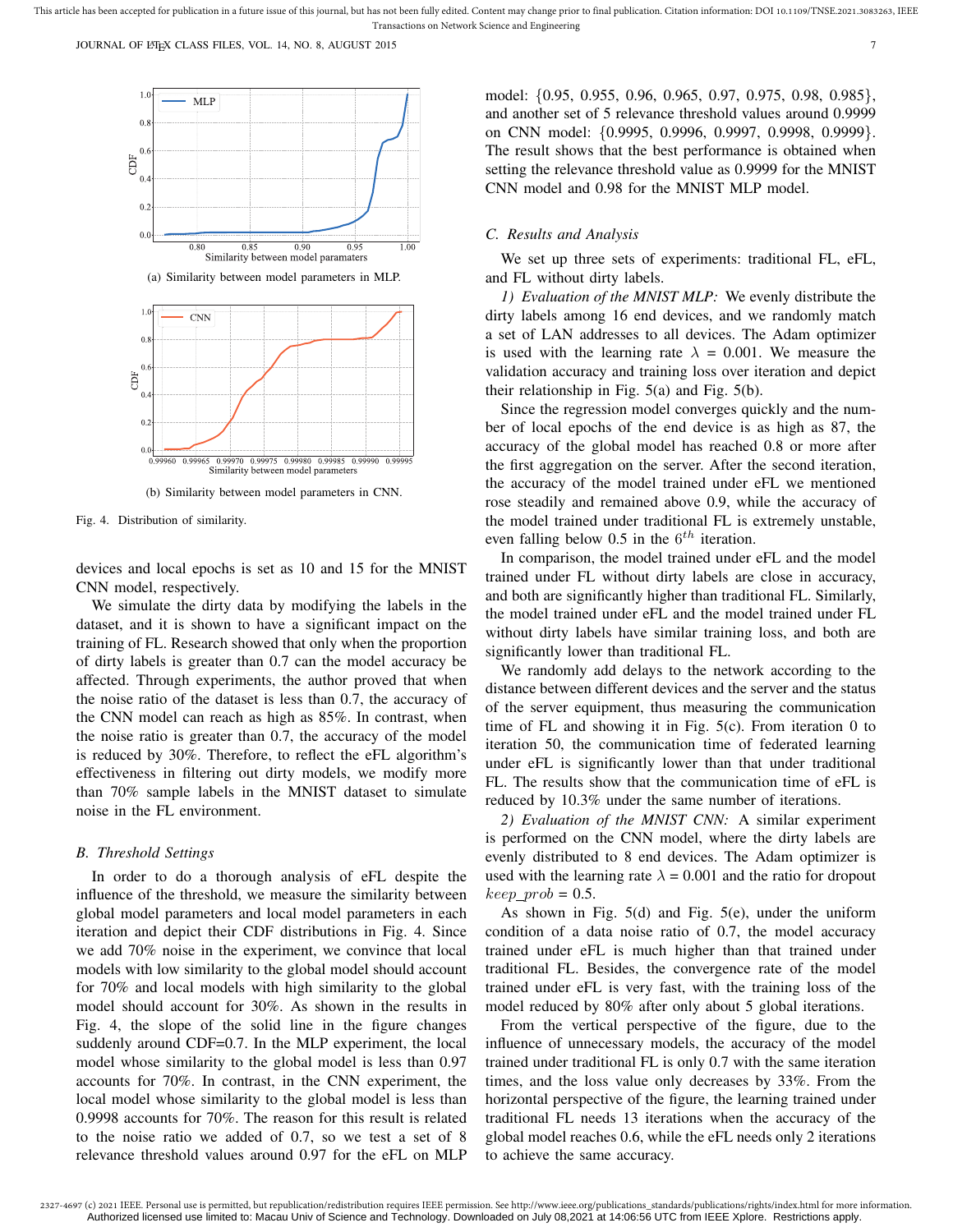(a) Similarity between model parameters in MLP.

(b) Similarity between model parameters in CNN.

Fig. 4. Distribution of similarity.

devices and local epochs is set as 10 and 15 for the MNIST CNN model, respectively.

We simulate the dirty data by modifying the labels in the dataset, and it is shown to have a significant impact on the training of FL. Research showed that only when the proportion of dirty labels is greater than 0.7 can the model accuracy be affected. Through experiments, the author proved that when the noise ratio of the dataset is less than 0.7, the accuracy of the CNN model can reach as high as 85%. In contrast, when the noise ratio is greater than 0.7, the accuracy of the model is reduced by 30%. Therefore, to reflect the eFL algorithm's effectiveness in filtering out dirty models, we modify more than 70% sample labels in the MNIST dataset to simulate noise in the FL environment.

## B. Threshold Settings

In order to do a thorough analysis of eFL despite the influence of the threshold, we measure the similarity between global model parameters and local model parameters in each iteration and depict their CDF distributions in Fig. 4. Since we add 70% noise in the experiment, we convince that local models with low similarity to the global model should account for 70% and local models with high similarity to the global model should account for 30%. As shown in the results in Fig. 4, the slope of the solid line in the figure changes suddenly around CDF=0.7. In the MLP experiment, the local model whose similarity to the global model is less than 0.97 accounts for 70%. In contrast, in the CNN experiment, the local model whose similarity to the global model is less than 0.9998 accounts for 70%. The reason for this result is related to the noise ratio we added of 0.7, so we test a set of 8 relevance threshold values around 0.97 for the eFL on MLP model: {0.95, 0.955, 0.96, 0.965, 0.97, 0.975, 0.98, 0.985}, and another set of 5 relevance threshold values around 0.9999 on CNN model: {0.9995, 0.9996, 0.9997, 0.9998, 0.9999}. The result shows that the best performance is obtained when setting the relevance threshold value as 0.9999 for the MNIST CNN model and 0.98 for the MNIST MLP model.

## C. Results and Analysis

We set up three sets of experiments: traditional FL, eFL, and FL without dirty labels.

*1) Evaluation of the MNIST MLP:* We evenly distribute the dirty labels among 16 end devices, and we randomly match a set of LAN addresses to all devices. The Adam optimizer is used with the learning rate $\lambda$ = 0.001. We measure the validation accuracy and training loss over iteration and depict their relationship in Fig. 5(a) and Fig. 5(b).

Since the regression model converges quickly and the number of local epochs of the end device is as high as 87, the accuracy of the global model has reached 0.8 or more after the first aggregation on the server. After the second iteration, the accuracy of the model trained under eFL we mentioned rose steadily and remained above 0.9, while the accuracy of the model trained under traditional FL is extremely unstable, even falling below 0.5 in the $6^{th}$ iteration.

In comparison, the model trained under eFL and the model trained under FL without dirty labels are close in accuracy, and both are significantly higher than traditional FL. Similarly, the model trained under eFL and the model trained under FL without dirty labels have similar training loss, and both are significantly lower than traditional FL.

We randomly add delays to the network according to the distance between different devices and the server and the status of the server equipment, thus measuring the communication time of FL and showing it in Fig. 5(c). From iteration 0 to iteration 50, the communication time of federated learning under eFL is significantly lower than that under traditional FL. The results show that the communication time of eFL is reduced by 10.3% under the same number of iterations.

*2) Evaluation of the MNIST CNN:* A similar experiment is performed on the CNN model, where the dirty labels are evenly distributed to 8 end devices. The Adam optimizer is used with the learning rate $\lambda$ = 0.001 and the ratio for dropout $keep\_prob$ = 0.5.

As shown in Fig. 5(d) and Fig. 5(e), under the uniform condition of a data noise ratio of 0.7, the model accuracy trained under eFL is much higher than that trained under traditional FL. Besides, the convergence rate of the model trained under eFL is very fast, with the training loss of the model reduced by 80% after only about 5 global iterations.

From the vertical perspective of the figure, due to the influence of unnecessary models, the accuracy of the model trained under traditional FL is only 0.7 with the same iteration times, and the loss value only decreases by 33%. From the horizontal perspective of the figure, the learning trained under traditional FL needs 13 iterations when the accuracy of the global model reaches 0.6, while the eFL needs only 2 iterations to achieve the same accuracy.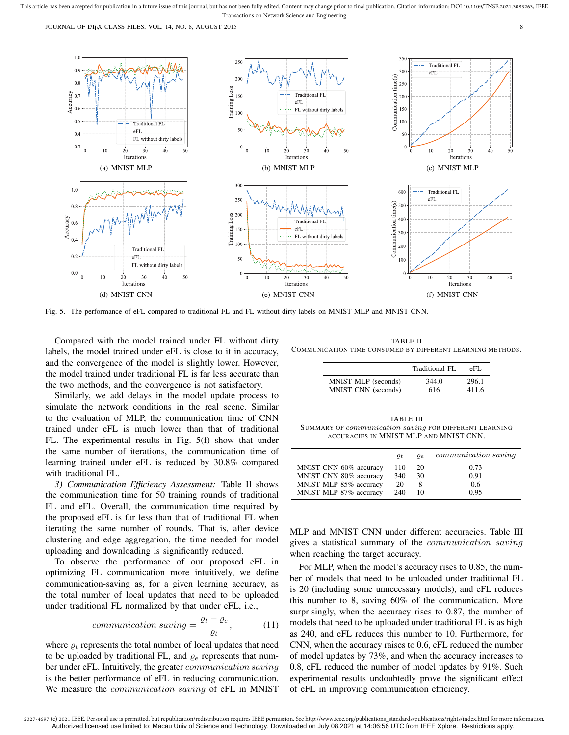Fig. 5. The performance of eFL compared to traditional FL and FL without dirty labels on MNIST MLP and MNIST CNN.

Compared with the model trained under FL without dirty labels, the model trained under eFL is close to it in accuracy, and the convergence of the model is slightly lower. However, the model trained under traditional FL is far less accurate than the two methods, and the convergence is not satisfactory.

Similarly, we add delays in the model update process to simulate the network conditions in the real scene. Similar to the evaluation of MLP, the communication time of CNN trained under eFL is much lower than that of traditional FL. The experimental results in Fig. 5(f) show that under the same number of iterations, the communication time of learning trained under eFL is reduced by 30.8% compared with traditional FL.

*3) Communication Efficiency Assessment:* Table II shows the communication time for 50 training rounds of traditional FL and eFL. Overall, the communication time required by the proposed eFL is far less than that of traditional FL when iterating the same number of rounds. That is, after device clustering and edge aggregation, the time needed for model uploading and downloading is significantly reduced.

To observe the performance of our proposed eFL in optimizing FL communication more intuitively, we define communication-saving as, for a given learning accuracy, as the total number of local updates that need to be uploaded under traditional FL normalized by that under eFL, i.e.,

$$communication\ saving = \frac{\varrho_t - \varrho_e}{\varrho_t}, \tag{11}$$

where $\varrho_t$ represents the total number of local updates that need to be uploaded by traditional FL, and $\varrho_e$ represents that number under eFL. Intuitively, the greater *communication saving* is the better performance of eFL in reducing communication. We measure the *communication saving* of eFL in MNIST MLP and MNIST CNN under different accuracies. Table III gives a statistical summary of the *communication saving* when reaching the target accuracy.

TABLE II
COMMUNICATION TIME CONSUMED BY DIFFERENT LEARNING METHODS.

| | Traditional FL | eFL |
|---|---|---|
| MNIST MLP (seconds) | 344.0 | 296.1 |
| MNIST CNN (seconds) | 616 | 411.6 |

TABLE III
SUMMARY OF *communication saving* FOR DIFFERENT LEARNING ACCURACIES IN MNIST MLP AND MNIST CNN.

| | $\varrho_t$ | $\varrho_e$ | *communication saving* |
|---|---|---|---|
| MNIST CNN 60% accuracy | 110 | 20 | 0.73 |
| MNIST CNN 80% accuracy | 340 | 30 | 0.91 |
| MNIST MLP 85% accuracy | 20 | 8 | 0.6 |
| MNIST MLP 87% accuracy | 240 | 10 | 0.95 |

For MLP, when the model's accuracy rises to 0.85, the number of models that need to be uploaded under traditional FL is 20 (including some unnecessary models), and eFL reduces this number to 8, saving 60% of the communication. More surprisingly, when the accuracy rises to 0.87, the number of models that need to be uploaded under traditional FL is as high as 240, and eFL reduces this number to 10. Furthermore, for CNN, when the accuracy raises to 0.6, eFL reduced the number of model updates by 73%, and when the accuracy increases to 0.8, eFL reduced the number of model updates by 91%. Such experimental results undoubtedly prove the significant effect of eFL in improving communication efficiency.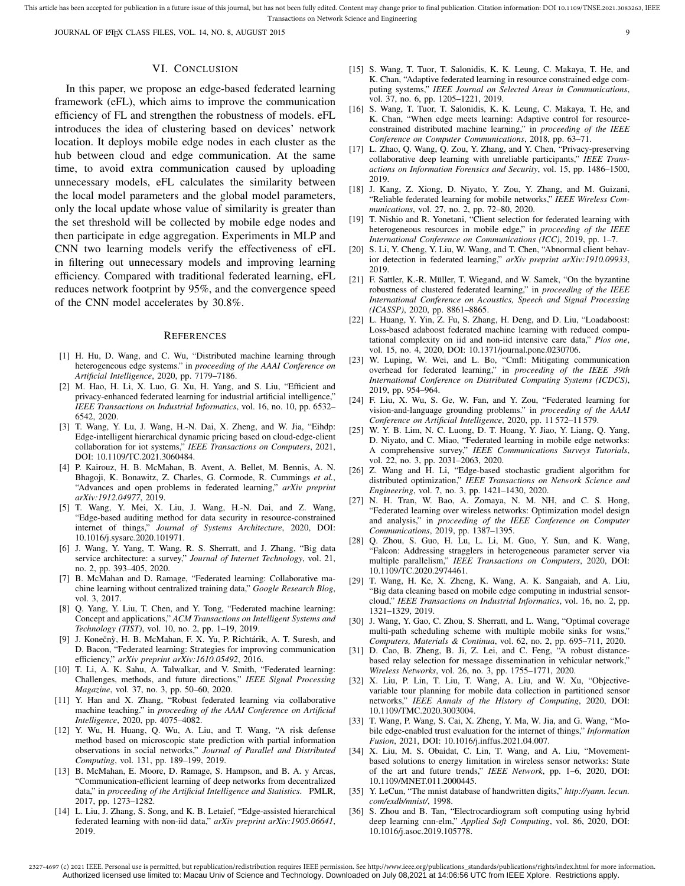## VI. Conclusion

In this paper, we propose an edge-based federated learning framework (eFL), which aims to improve the communication efficiency of FL and strengthen the robustness of models. eFL introduces the idea of clustering based on devices' network location. It deploys mobile edge nodes in each cluster as the hub between cloud and edge communication. At the same time, to avoid extra communication caused by uploading unnecessary models, eFL calculates the similarity between the local model parameters and the global model parameters, only the local update whose value of similarity is greater than the set threshold will be collected by mobile edge nodes and then participate in edge aggregation. Experiments in MLP and CNN two learning models verify the effectiveness of eFL in filtering out unnecessary models and improving learning efficiency. Compared with traditional federated learning, eFL reduces network footprint by 95%, and the convergence speed of the CNN model accelerates by 30.8%.

## References

[1] H. Hu, D. Wang, and C. Wu, "Distributed machine learning through heterogeneous edge systems." in *proceeding of the AAAI Conference on Artificial Intelligence*, 2020, pp. 7179–7186.

[2] M. Hao, H. Li, X. Luo, G. Xu, H. Yang, and S. Liu, "Efficient and privacy-enhanced federated learning for industrial artificial intelligence," *IEEE Transactions on Industrial Informatics*, vol. 16, no. 10, pp. 6532–6542, 2020.

[3] T. Wang, Y. Lu, J. Wang, H.-N. Dai, X. Zheng, and W. Jia, "Eihdp: Edge-intelligent hierarchical dynamic pricing based on cloud-edge-client collaboration for iot systems," *IEEE Transactions on Computers*, 2021, DOI: 10.1109/TC.2021.3060484.

[4] P. Kairouz, H. B. McMahan, B. Avent, A. Bellet, M. Bennis, A. N. Bhagoji, K. Bonawitz, Z. Charles, G. Cormode, R. Cummings *et al.*, "Advances and open problems in federated learning," *arXiv preprint arXiv:1912.04977*, 2019.

[5] T. Wang, Y. Mei, X. Liu, J. Wang, H.-N. Dai, and Z. Wang, "Edge-based auditing method for data security in resource-constrained internet of things," *Journal of Systems Architecture*, 2020, DOI: 10.1016/j.sysarc.2020.101971.

[6] J. Wang, Y. Yang, T. Wang, R. S. Sherratt, and J. Zhang, "Big data service architecture: a survey," *Journal of Internet Technology*, vol. 21, no. 2, pp. 393–405, 2020.

[7] B. McMahan and D. Ramage, "Federated learning: Collaborative machine learning without centralized training data," *Google Research Blog*, vol. 3, 2017.

[8] Q. Yang, Y. Liu, T. Chen, and Y. Tong, "Federated machine learning: Concept and applications," *ACM Transactions on Intelligent Systems and Technology (TIST)*, vol. 10, no. 2, pp. 1–19, 2019.

[9] J. Konečnỳ, H. B. McMahan, F. X. Yu, P. Richtárik, A. T. Suresh, and D. Bacon, "Federated learning: Strategies for improving communication efficiency," *arXiv preprint arXiv:1610.05492*, 2016.

[10] T. Li, A. K. Sahu, A. Talwalkar, and V. Smith, "Federated learning: Challenges, methods, and future directions," *IEEE Signal Processing Magazine*, vol. 37, no. 3, pp. 50–60, 2020.

[11] Y. Han and X. Zhang, "Robust federated learning via collaborative machine teaching." in *proceeding of the AAAI Conference on Artificial Intelligence*, 2020, pp. 4075–4082.

[12] Y. Wu, H. Huang, Q. Wu, A. Liu, and T. Wang, "A risk defense method based on microscopic state prediction with partial information observations in social networks," *Journal of Parallel and Distributed Computing*, vol. 131, pp. 189–199, 2019.

[13] B. McMahan, E. Moore, D. Ramage, S. Hampson, and B. A. y Arcas, "Communication-efficient learning of deep networks from decentralized data," in *proceeding of the Artificial Intelligence and Statistics*. PMLR, 2017, pp. 1273–1282.

[14] L. Liu, J. Zhang, S. Song, and K. B. Letaief, "Edge-assisted hierarchical federated learning with non-iid data," *arXiv preprint arXiv:1905.06641*, 2019.

[15] S. Wang, T. Tuor, T. Salonidis, K. K. Leung, C. Makaya, T. He, and K. Chan, "Adaptive federated learning in resource constrained edge computing systems," *IEEE Journal on Selected Areas in Communications*, vol. 37, no. 6, pp. 1205–1221, 2019.

[16] S. Wang, T. Tuor, T. Salonidis, K. K. Leung, C. Makaya, T. He, and K. Chan, "When edge meets learning: Adaptive control for resource-constrained distributed machine learning," in *proceeding of the IEEE Conference on Computer Communications*, 2018, pp. 63–71.

[17] L. Zhao, Q. Wang, Q. Zou, Y. Zhang, and Y. Chen, "Privacy-preserving collaborative deep learning with unreliable participants," *IEEE Transactions on Information Forensics and Security*, vol. 15, pp. 1486–1500, 2019.

[18] J. Kang, Z. Xiong, D. Niyato, Y. Zou, Y. Zhang, and M. Guizani, "Reliable federated learning for mobile networks," *IEEE Wireless Communications*, vol. 27, no. 2, pp. 72–80, 2020.

[19] T. Nishio and R. Yonetani, "Client selection for federated learning with heterogeneous resources in mobile edge," in *proceeding of the IEEE International Conference on Communications (ICC)*, 2019, pp. 1–7.

[20] S. Li, Y. Cheng, Y. Liu, W. Wang, and T. Chen, "Abnormal client behavior detection in federated learning," *arXiv preprint arXiv:1910.09933*, 2019.

[21] F. Sattler, K.-R. Müller, T. Wiegand, and W. Samek, "On the byzantine robustness of clustered federated learning," in *proceeding of the IEEE International Conference on Acoustics, Speech and Signal Processing (ICASSP)*, 2020, pp. 8861–8865.

[22] L. Huang, Y. Yin, Z. Fu, S. Zhang, H. Deng, and D. Liu, "Loadaboost: Loss-based adaboost federated machine learning with reduced computational complexity on iid and non-iid intensive care data," *Plos one*, vol. 15, no. 4, 2020, DOI: 10.1371/journal.pone.0230706.

[23] W. Luping, W. Wei, and L. Bo, "Cmfl: Mitigating communication overhead for federated learning," in *proceeding of the IEEE 39th International Conference on Distributed Computing Systems (ICDCS)*, 2019, pp. 954–964.

[24] F. Liu, X. Wu, S. Ge, W. Fan, and Y. Zou, "Federated learning for vision-and-language grounding problems." in *proceeding of the AAAI Conference on Artificial Intelligence*, 2020, pp. 11 572–11 579.

[25] W. Y. B. Lim, N. C. Luong, D. T. Hoang, Y. Jiao, Y. Liang, Q. Yang, D. Niyato, and C. Miao, "Federated learning in mobile edge networks: A comprehensive survey," *IEEE Communications Surveys Tutorials*, vol. 22, no. 3, pp. 2031–2063, 2020.

[26] Z. Wang and H. Li, "Edge-based stochastic gradient algorithm for distributed optimization," *IEEE Transactions on Network Science and Engineering*, vol. 7, no. 3, pp. 1421–1430, 2020.

[27] N. H. Tran, W. Bao, A. Zomaya, N. M. NH, and C. S. Hong, "Federated learning over wireless networks: Optimization model design and analysis," in *proceeding of the IEEE Conference on Computer Communications*, 2019, pp. 1387–1395.

[28] Q. Zhou, S. Guo, H. Lu, L. Li, M. Guo, Y. Sun, and K. Wang, "Falcon: Addressing stragglers in heterogeneous parameter server via multiple parallelism," *IEEE Transactions on Computers*, 2020, DOI: 10.1109/TC.2020.2974461.

[29] T. Wang, H. Ke, X. Zheng, K. Wang, A. K. Sangaiah, and A. Liu, "Big data cleaning based on mobile edge computing in industrial sensor-cloud," *IEEE Transactions on Industrial Informatics*, vol. 16, no. 2, pp. 1321–1329, 2019.

[30] J. Wang, Y. Gao, C. Zhou, S. Sherratt, and L. Wang, "Optimal coverage multi-path scheduling scheme with multiple mobile sinks for wsns," *Computers, Materials & Continua*, vol. 62, no. 2, pp. 695–711, 2020.

[31] D. Cao, B. Zheng, B. Ji, Z. Lei, and C. Feng, "A robust distance-based relay selection for message dissemination in vehicular network," *Wireless Networks*, vol. 26, no. 3, pp. 1755–1771, 2020.

[32] X. Liu, P. Lin, T. Liu, T. Wang, A. Liu, and W. Xu, "Objective-variable tour planning for mobile data collection in partitioned sensor networks," *IEEE Annals of the History of Computing*, 2020, DOI: 10.1109/TMC.2020.3003004.

[33] T. Wang, P. Wang, S. Cai, X. Zheng, Y. Ma, W. Jia, and G. Wang, "Mobile edge-enabled trust evaluation for the internet of things," *Information Fusion*, 2021, DOI: 10.1016/j.inffus.2021.04.007.

[34] X. Liu, M. S. Obaidat, C. Lin, T. Wang, and A. Liu, "Movement-based solutions to energy limitation in wireless sensor networks: State of the art and future trends," *IEEE Network*, pp. 1–6, 2020, DOI: 10.1109/MNET.011.2000445.

[35] Y. LeCun, "The mnist database of handwritten digits," *http://yann.lecun.com/exdb/mnist/*, 1998.

[36] S. Zhou and B. Tan, "Electrocardiogram soft computing using hybrid deep learning cnn-elm," *Applied Soft Computing*, vol. 86, 2020, DOI: 10.1016/j.asoc.2019.105778.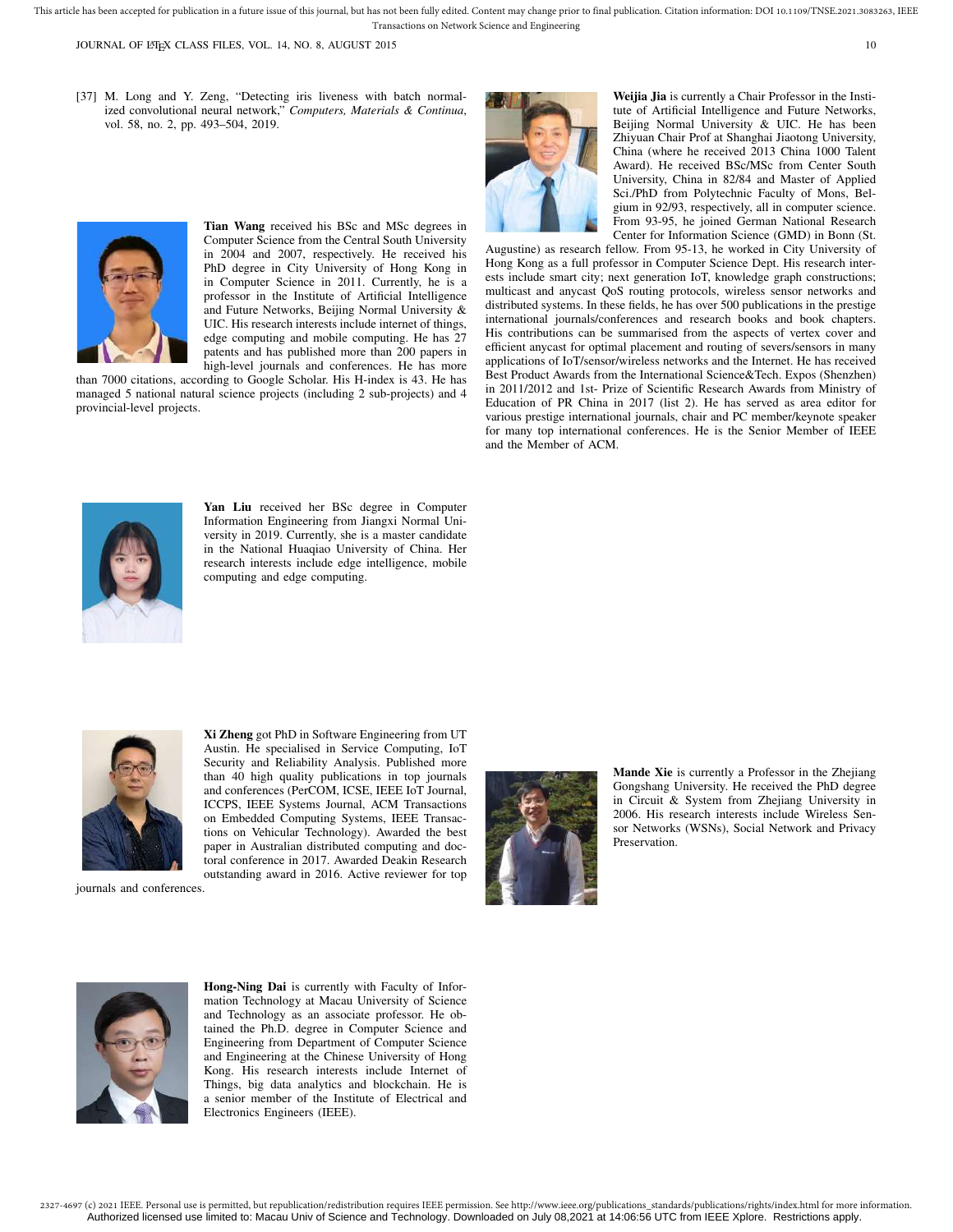[37] M. Long and Y. Zeng, "Detecting iris liveness with batch normalized convolutional neural network," *Computers, Materials & Continua*, vol. 58, no. 2, pp. 493–504, 2019.

**Tian Wang** received his BSc and MSc degrees in Computer Science from the Central South University in 2004 and 2007, respectively. He received his PhD degree in City University of Hong Kong in in Computer Science in 2011. Currently, he is a professor in the Institute of Artificial Intelligence and Future Networks, Beijing Normal University & UIC. His research interests include internet of things, edge computing and mobile computing. He has 27 patents and has published more than 200 papers in high-level journals and conferences. He has more than 7000 citations, according to Google Scholar. His H-index is 43. He has managed 5 national natural science projects (including 2 sub-projects) and 4 provincial-level projects.

**Yan Liu** received her BSc degree in Computer Information Engineering from Jiangxi Normal University in 2019. Currently, she is a master candidate in the National Huaqiao University of China. Her research interests include edge intelligence, mobile computing and edge computing.

**Xi Zheng** got PhD in Software Engineering from UT Austin. He specialised in Service Computing, IoT Security and Reliability Analysis. Published more than 40 high quality publications in top journals and conferences (PerCOM, ICSE, IEEE IoT Journal, ICCPS, IEEE Systems Journal, ACM Transactions on Embedded Computing Systems, IEEE Transactions on Vehicular Technology). Awarded the best paper in Australian distributed computing and doctoral conference in 2017. Awarded Deakin Research outstanding award in 2016. Active reviewer for top journals and conferences.

**Hong-Ning Dai** is currently with Faculty of Information Technology at Macau University of Science and Technology as an associate professor. He obtained the Ph.D. degree in Computer Science and Engineering from Department of Computer Science and Engineering at the Chinese University of Hong Kong. His research interests include Internet of Things, big data analytics and blockchain. He is a senior member of the Institute of Electrical and Electronics Engineers (IEEE).

**Weijia Jia** is currently a Chair Professor in the Institute of Artificial Intelligence and Future Networks, Beijing Normal University & UIC. He has been Zhiyuan Chair Prof at Shanghai Jiaotong University, China (where he received 2013 China 1000 Talent Award). He received BSc/MSc from Center South University, China in 82/84 and Master of Applied Sci./PhD from Polytechnic Faculty of Mons, Belgium in 92/93, respectively, all in computer science. From 93-95, he joined German National Research Center for Information Science (GMD) in Bonn (St. Augustine) as research fellow. From 95-13, he worked in City University of Hong Kong as a full professor in Computer Science Dept. His research interests include smart city; next generation IoT, knowledge graph constructions; multicast and anycast QoS routing protocols, wireless sensor networks and distributed systems. In these fields, he has over 500 publications in the prestige international journals/conferences and research books and book chapters. His contributions can be summarised from the aspects of vertex cover and efficient anycast for optimal placement and routing of severs/sensors in many applications of IoT/sensor/wireless networks and the Internet. He has received Best Product Awards from the International Science&Tech. Expos (Shenzhen) in 2011/2012 and 1st- Prize of Scientific Research Awards from Ministry of Education of PR China in 2017 (list 2). He has served as area editor for various prestige international journals, chair and PC member/keynote speaker for many top international conferences. He is the Senior Member of IEEE and the Member of ACM.

**Mande Xie** is currently a Professor in the Zhejiang Gongshang University. He received the PhD degree in Circuit & System from Zhejiang University in 2006. His research interests include Wireless Sensor Networks (WSNs), Social Network and Privacy Preservation.